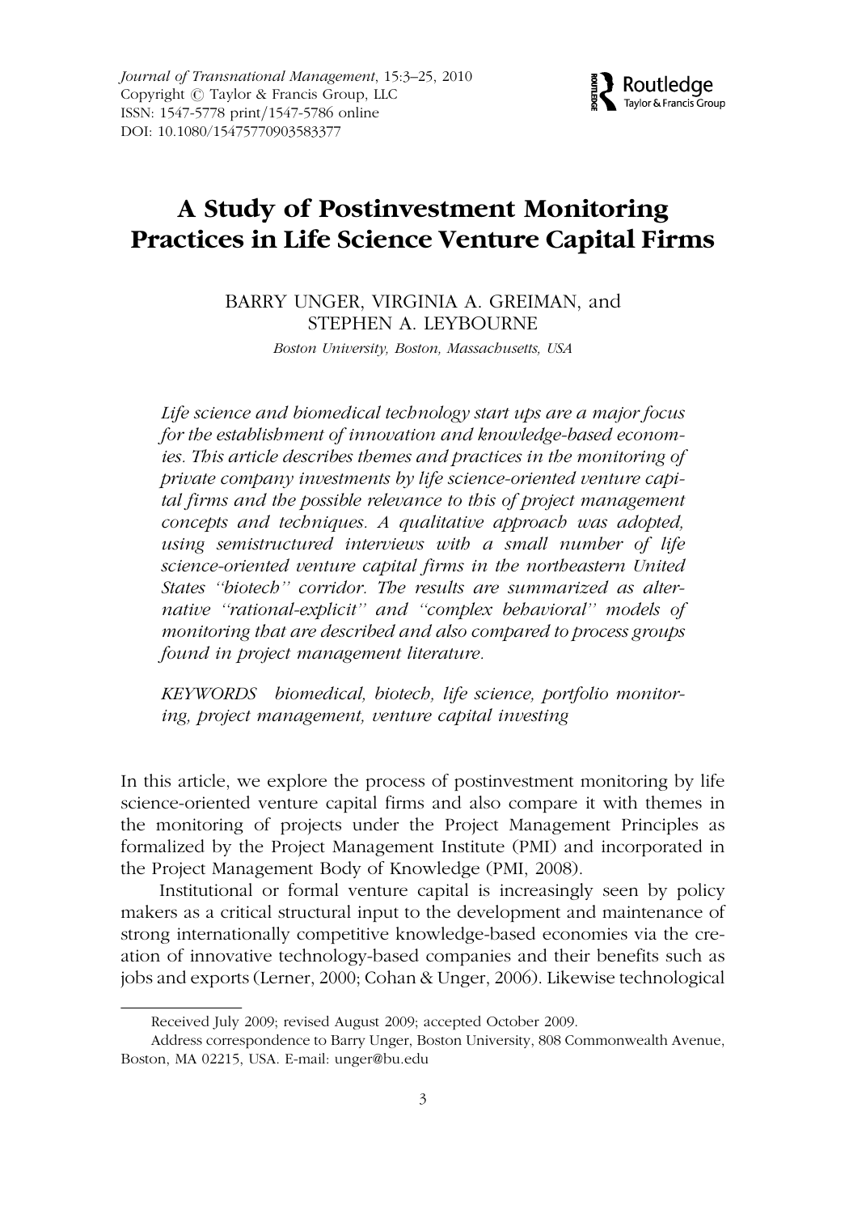# A Study of Postinvestment Monitoring Practices in Life Science Venture Capital Firms

BARRY UNGER, VIRGINIA A. GREIMAN, and STEPHEN A. LEYBOURNE

*Boston University, Boston, Massachusetts, USA*

*Life science and biomedical technology start ups are a major focus for the establishment of innovation and knowledge-based economies. This article describes themes and practices in the monitoring of private company investments by life science-oriented venture capital firms and the possible relevance to this of project management concepts and techniques. A qualitative approach was adopted, using semistructured interviews with a small number of life science-oriented venture capital firms in the northeastern United States "biotech" corridor. The results are summarized as alternative "rational-explicit" and "complex behavioral" models of monitoring that are described and also compared to process groups found in project management literature.*

*KEYWORDS* biomedical, biotech, life science, portfolio monitoring, project management, venture capital investing

In this article, we explore the process of postinvestment monitoring by life science-oriented venture capital firms and also compare it with themes in the monitoring of projects under the Project Management Principles as formalized by the Project Management Institute (PMI) and incorporated in the Project Management Body of Knowledge (PMI, 2008).

Institutional or formal venture capital is increasingly seen by policy makers as a critical structural input to the development and maintenance of strong internationally competitive knowledge-based economies via the creation of innovative technology-based companies and their benefits such as jobs and exports (Lerner, 2000; Cohan & Unger, 2006). Likewise technological

---

Received July 2009; revised August 2009; accepted October 2009.

Address correspondence to Barry Unger, Boston University, 808 Commonwealth Avenue, Boston, MA 02215, USA. E-mail: unger@bu.edu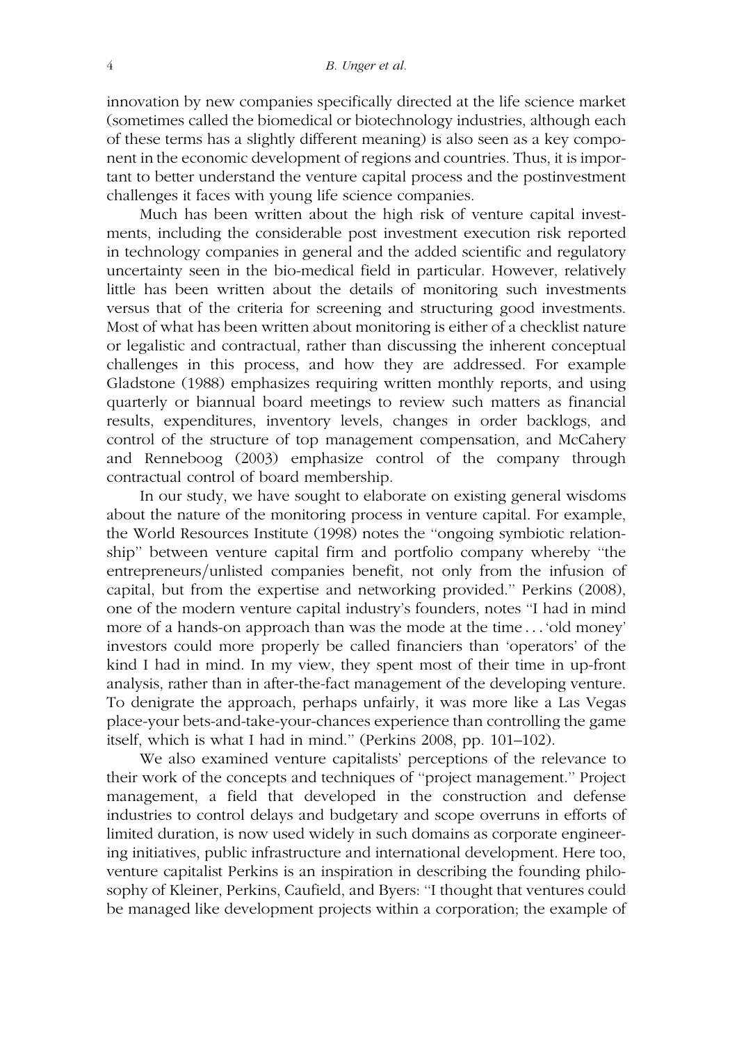innovation by new companies specifically directed at the life science market (sometimes called the biomedical or biotechnology industries, although each of these terms has a slightly different meaning) is also seen as a key component in the economic development of regions and countries. Thus, it is important to better understand the venture capital process and the postinvestment challenges it faces with young life science companies.

Much has been written about the high risk of venture capital investments, including the considerable post investment execution risk reported in technology companies in general and the added scientific and regulatory uncertainty seen in the bio-medical field in particular. However, relatively little has been written about the details of monitoring such investments versus that of the criteria for screening and structuring good investments. Most of what has been written about monitoring is either of a checklist nature or legalistic and contractual, rather than discussing the inherent conceptual challenges in this process, and how they are addressed. For example Gladstone (1988) emphasizes requiring written monthly reports, and using quarterly or biannual board meetings to review such matters as financial results, expenditures, inventory levels, changes in order backlogs, and control of the structure of top management compensation, and McCahery and Renneboog (2003) emphasize control of the company through contractual control of board membership.

In our study, we have sought to elaborate on existing general wisdoms about the nature of the monitoring process in venture capital. For example, the World Resources Institute (1998) notes the "ongoing symbiotic relationship" between venture capital firm and portfolio company whereby "the entrepreneurs/unlisted companies benefit, not only from the infusion of capital, but from the expertise and networking provided." Perkins (2008), one of the modern venture capital industry's founders, notes "I had in mind more of a hands-on approach than was the mode at the time . . . 'old money' investors could more properly be called financiers than 'operators' of the kind I had in mind. In my view, they spent most of their time in up-front analysis, rather than in after-the-fact management of the developing venture. To denigrate the approach, perhaps unfairly, it was more like a Las Vegas place-your bets-and-take-your-chances experience than controlling the game itself, which is what I had in mind." (Perkins 2008, pp. 101–102).

We also examined venture capitalists' perceptions of the relevance to their work of the concepts and techniques of "project management." Project management, a field that developed in the construction and defense industries to control delays and budgetary and scope overruns in efforts of limited duration, is now used widely in such domains as corporate engineering initiatives, public infrastructure and international development. Here too, venture capitalist Perkins is an inspiration in describing the founding philosophy of Kleiner, Perkins, Caufield, and Byers: "I thought that ventures could be managed like development projects within a corporation; the example of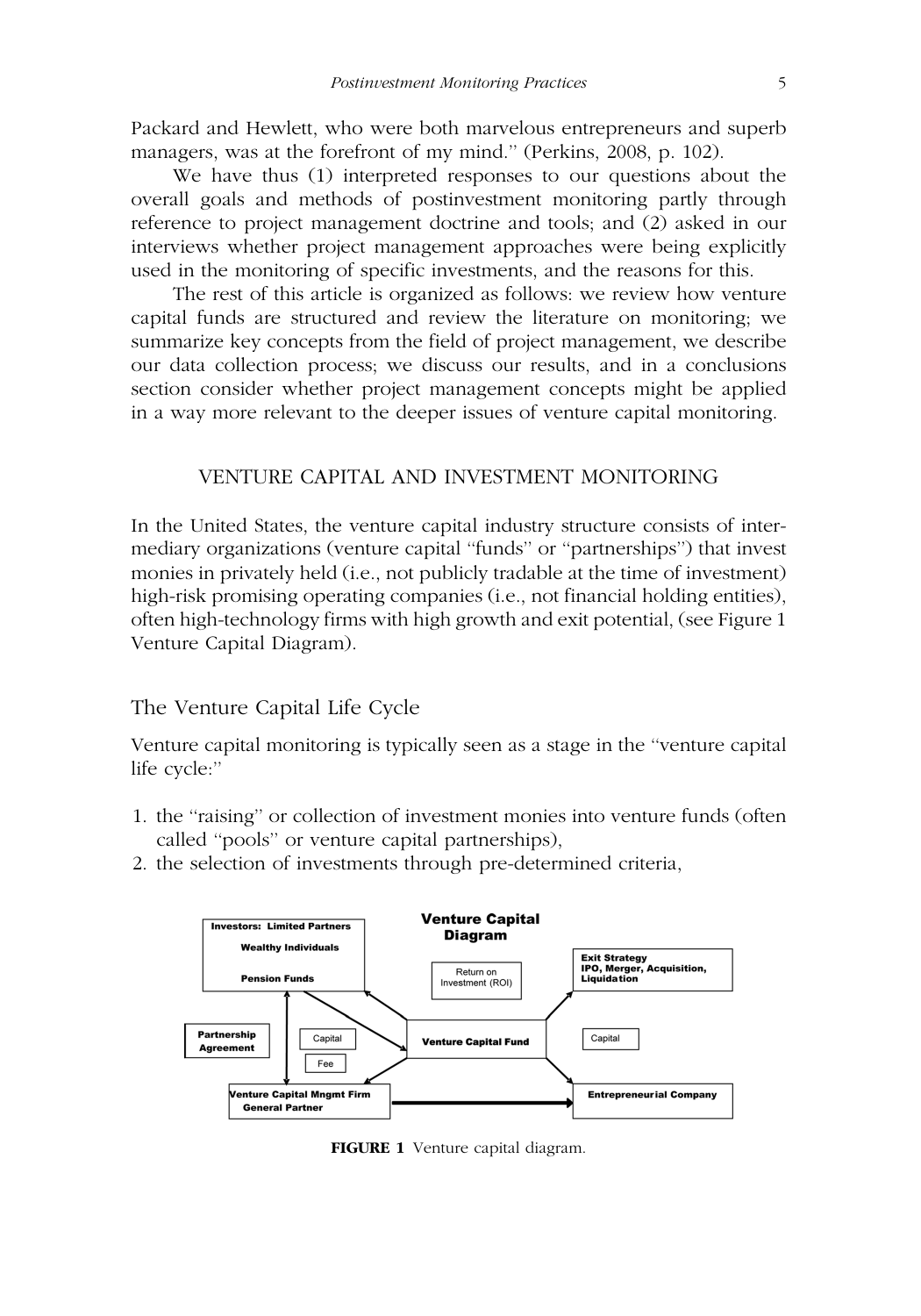Packard and Hewlett, who were both marvelous entrepreneurs and superb managers, was at the forefront of my mind.'' (Perkins, 2008, p. 102).

We have thus (1) interpreted responses to our questions about the overall goals and methods of postinvestment monitoring partly through reference to project management doctrine and tools; and (2) asked in our interviews whether project management approaches were being explicitly used in the monitoring of specific investments, and the reasons for this.

The rest of this article is organized as follows: we review how venture capital funds are structured and review the literature on monitoring; we summarize key concepts from the field of project management, we describe our data collection process; we discuss our results, and in a conclusions section consider whether project management concepts might be applied in a way more relevant to the deeper issues of venture capital monitoring.

## VENTURE CAPITAL AND INVESTMENT MONITORING

In the United States, the venture capital industry structure consists of intermediary organizations (venture capital ''funds'' or ''partnerships'') that invest monies in privately held (i.e., not publicly tradable at the time of investment) high-risk promising operating companies (i.e., not financial holding entities), often high-technology firms with high growth and exit potential, (see Figure 1 Venture Capital Diagram).

### The Venture Capital Life Cycle

Venture capital monitoring is typically seen as a stage in the ''venture capital life cycle:''

1. the ''raising'' or collection of investment monies into venture funds (often called ''pools'' or venture capital partnerships),
2. the selection of investments through pre-determined criteria,

**FIGURE 1** Venture capital diagram.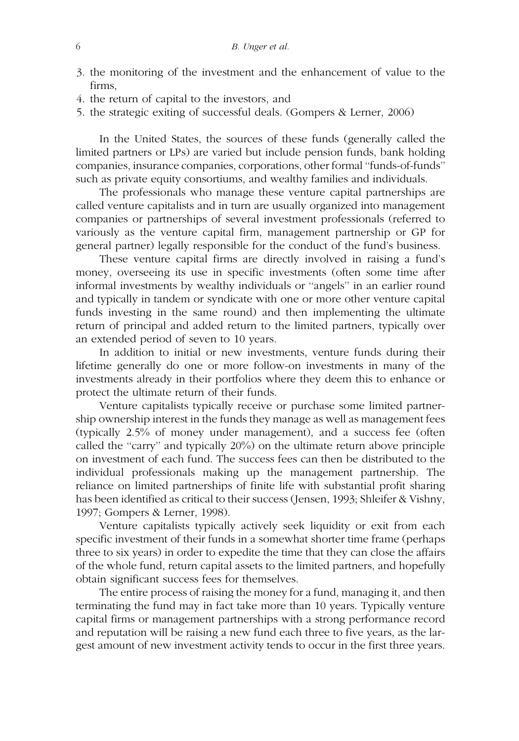3. the monitoring of the investment and the enhancement of value to the firms,
4. the return of capital to the investors, and
5. the strategic exiting of successful deals. (Gompers & Lerner, 2006)

In the United States, the sources of these funds (generally called the limited partners or LPs) are varied but include pension funds, bank holding companies, insurance companies, corporations, other formal ''funds-of-funds'' such as private equity consortiums, and wealthy families and individuals.

The professionals who manage these venture capital partnerships are called venture capitalists and in turn are usually organized into management companies or partnerships of several investment professionals (referred to variously as the venture capital firm, management partnership or GP for general partner) legally responsible for the conduct of the fund's business.

These venture capital firms are directly involved in raising a fund's money, overseeing its use in specific investments (often some time after informal investments by wealthy individuals or ''angels'' in an earlier round and typically in tandem or syndicate with one or more other venture capital funds investing in the same round) and then implementing the ultimate return of principal and added return to the limited partners, typically over an extended period of seven to 10 years.

In addition to initial or new investments, venture funds during their lifetime generally do one or more follow-on investments in many of the investments already in their portfolios where they deem this to enhance or protect the ultimate return of their funds.

Venture capitalists typically receive or purchase some limited partnership ownership interest in the funds they manage as well as management fees (typically 2.5% of money under management), and a success fee (often called the ''carry'' and typically 20%) on the ultimate return above principle on investment of each fund. The success fees can then be distributed to the individual professionals making up the management partnership. The reliance on limited partnerships of finite life with substantial profit sharing has been identified as critical to their success (Jensen, 1993; Shleifer & Vishny, 1997; Gompers & Lerner, 1998).

Venture capitalists typically actively seek liquidity or exit from each specific investment of their funds in a somewhat shorter time frame (perhaps three to six years) in order to expedite the time that they can close the affairs of the whole fund, return capital assets to the limited partners, and hopefully obtain significant success fees for themselves.

The entire process of raising the money for a fund, managing it, and then terminating the fund may in fact take more than 10 years. Typically venture capital firms or management partnerships with a strong performance record and reputation will be raising a new fund each three to five years, as the largest amount of new investment activity tends to occur in the first three years.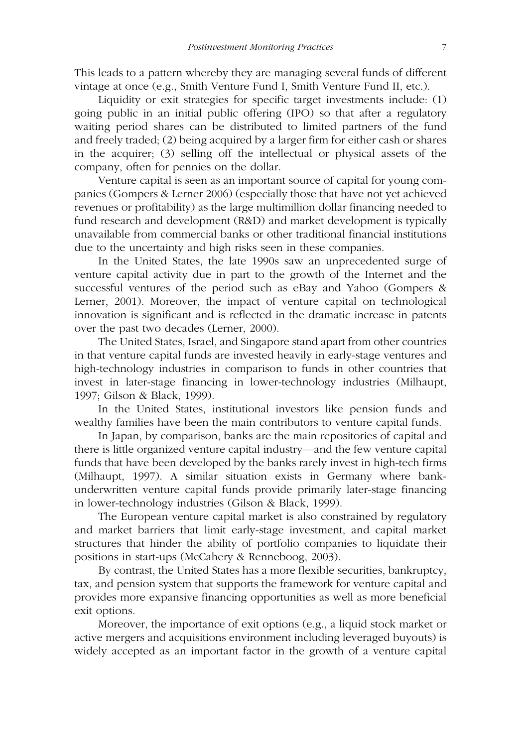This leads to a pattern whereby they are managing several funds of different vintage at once (e.g., Smith Venture Fund I, Smith Venture Fund II, etc.).

Liquidity or exit strategies for specific target investments include: (1) going public in an initial public offering (IPO) so that after a regulatory waiting period shares can be distributed to limited partners of the fund and freely traded; (2) being acquired by a larger firm for either cash or shares in the acquirer; (3) selling off the intellectual or physical assets of the company, often for pennies on the dollar.

Venture capital is seen as an important source of capital for young companies (Gompers & Lerner 2006) (especially those that have not yet achieved revenues or profitability) as the large multimillion dollar financing needed to fund research and development (R&D) and market development is typically unavailable from commercial banks or other traditional financial institutions due to the uncertainty and high risks seen in these companies.

In the United States, the late 1990s saw an unprecedented surge of venture capital activity due in part to the growth of the Internet and the successful ventures of the period such as eBay and Yahoo (Gompers & Lerner, 2001). Moreover, the impact of venture capital on technological innovation is significant and is reflected in the dramatic increase in patents over the past two decades (Lerner, 2000).

The United States, Israel, and Singapore stand apart from other countries in that venture capital funds are invested heavily in early-stage ventures and high-technology industries in comparison to funds in other countries that invest in later-stage financing in lower-technology industries (Milhaupt, 1997; Gilson & Black, 1999).

In the United States, institutional investors like pension funds and wealthy families have been the main contributors to venture capital funds.

In Japan, by comparison, banks are the main repositories of capital and there is little organized venture capital industry—and the few venture capital funds that have been developed by the banks rarely invest in high-tech firms (Milhaupt, 1997). A similar situation exists in Germany where bank-underwritten venture capital funds provide primarily later-stage financing in lower-technology industries (Gilson & Black, 1999).

The European venture capital market is also constrained by regulatory and market barriers that limit early-stage investment, and capital market structures that hinder the ability of portfolio companies to liquidate their positions in start-ups (McCahery & Renneboog, 2003).

By contrast, the United States has a more flexible securities, bankruptcy, tax, and pension system that supports the framework for venture capital and provides more expansive financing opportunities as well as more beneficial exit options.

Moreover, the importance of exit options (e.g., a liquid stock market or active mergers and acquisitions environment including leveraged buyouts) is widely accepted as an important factor in the growth of a venture capital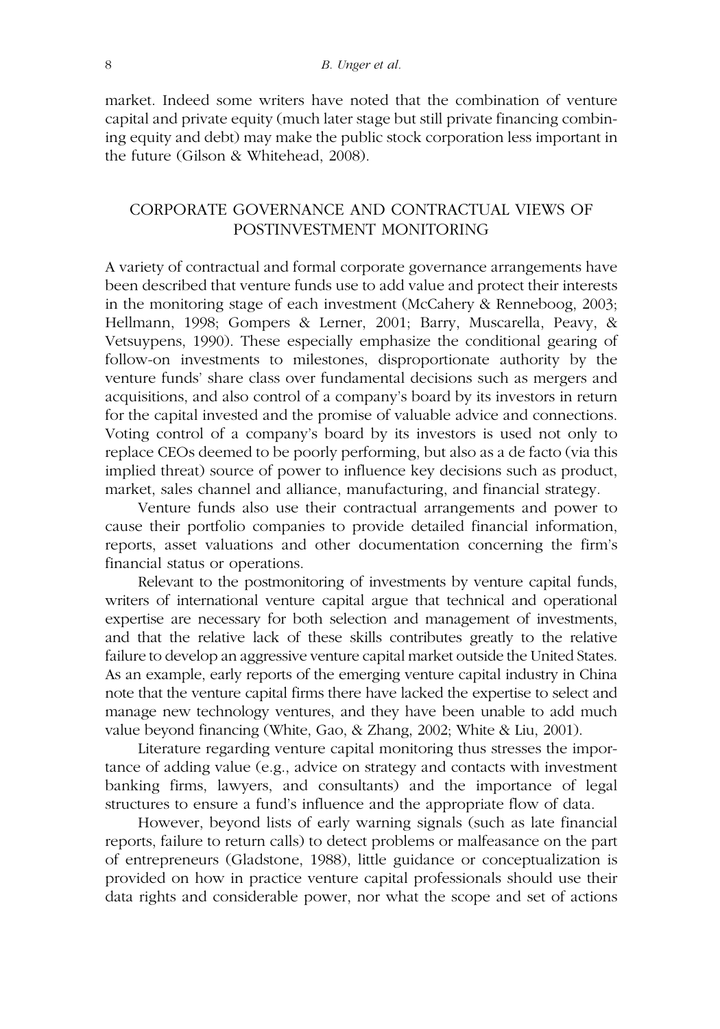market. Indeed some writers have noted that the combination of venture capital and private equity (much later stage but still private financing combining equity and debt) may make the public stock corporation less important in the future (Gilson & Whitehead, 2008).

## CORPORATE GOVERNANCE AND CONTRACTUAL VIEWS OF POSTINVESTMENT MONITORING

A variety of contractual and formal corporate governance arrangements have been described that venture funds use to add value and protect their interests in the monitoring stage of each investment (McCahery & Renneboog, 2003; Hellmann, 1998; Gompers & Lerner, 2001; Barry, Muscarella, Peavy, & Vetsuypens, 1990). These especially emphasize the conditional gearing of follow-on investments to milestones, disproportionate authority by the venture funds' share class over fundamental decisions such as mergers and acquisitions, and also control of a company's board by its investors in return for the capital invested and the promise of valuable advice and connections. Voting control of a company's board by its investors is used not only to replace CEOs deemed to be poorly performing, but also as a de facto (via this implied threat) source of power to influence key decisions such as product, market, sales channel and alliance, manufacturing, and financial strategy.

Venture funds also use their contractual arrangements and power to cause their portfolio companies to provide detailed financial information, reports, asset valuations and other documentation concerning the firm's financial status or operations.

Relevant to the postmonitoring of investments by venture capital funds, writers of international venture capital argue that technical and operational expertise are necessary for both selection and management of investments, and that the relative lack of these skills contributes greatly to the relative failure to develop an aggressive venture capital market outside the United States. As an example, early reports of the emerging venture capital industry in China note that the venture capital firms there have lacked the expertise to select and manage new technology ventures, and they have been unable to add much value beyond financing (White, Gao, & Zhang, 2002; White & Liu, 2001).

Literature regarding venture capital monitoring thus stresses the importance of adding value (e.g., advice on strategy and contacts with investment banking firms, lawyers, and consultants) and the importance of legal structures to ensure a fund's influence and the appropriate flow of data.

However, beyond lists of early warning signals (such as late financial reports, failure to return calls) to detect problems or malfeasance on the part of entrepreneurs (Gladstone, 1988), little guidance or conceptualization is provided on how in practice venture capital professionals should use their data rights and considerable power, nor what the scope and set of actions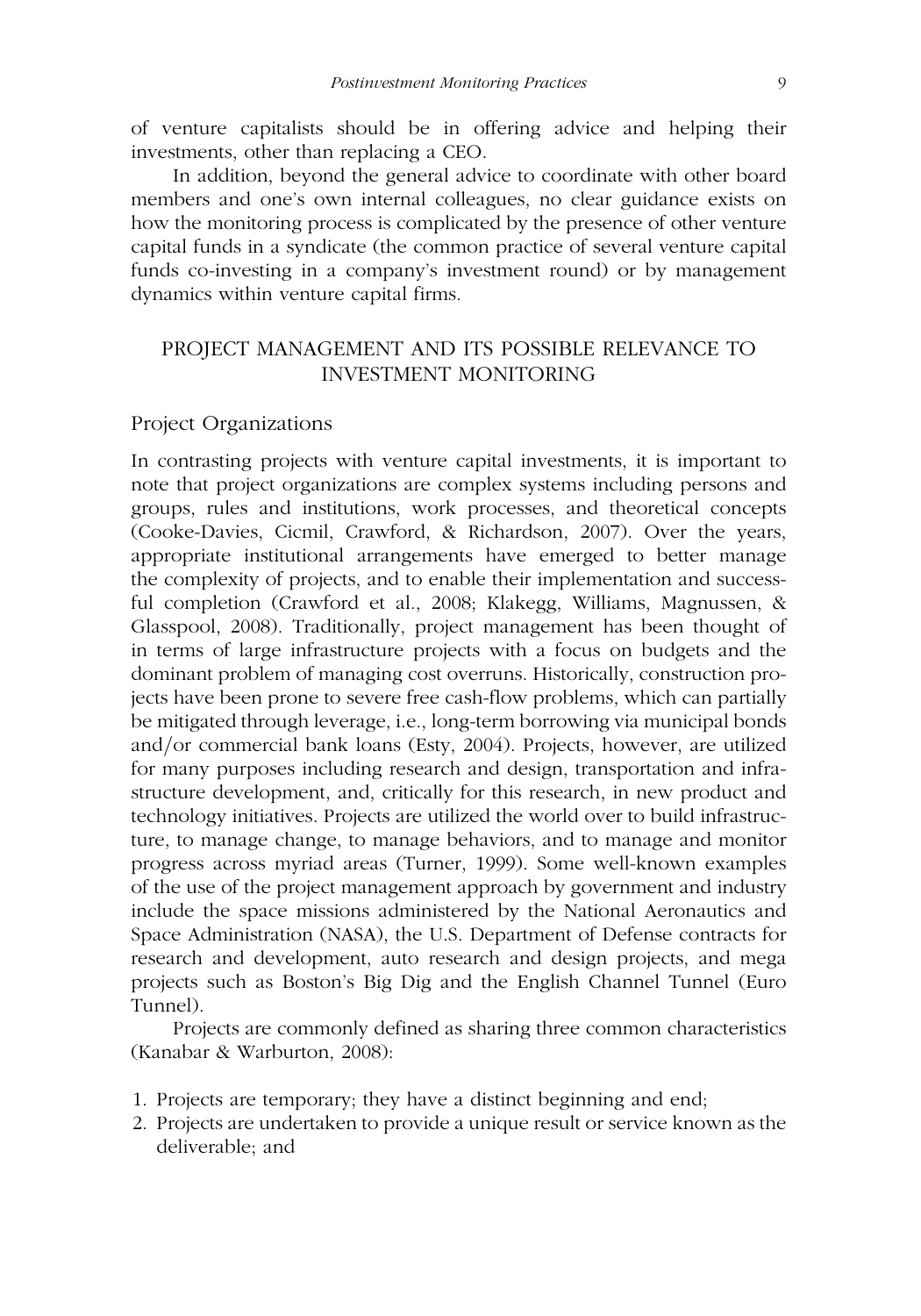of venture capitalists should be in offering advice and helping their investments, other than replacing a CEO.

In addition, beyond the general advice to coordinate with other board members and one's own internal colleagues, no clear guidance exists on how the monitoring process is complicated by the presence of other venture capital funds in a syndicate (the common practice of several venture capital funds co-investing in a company's investment round) or by management dynamics within venture capital firms.

## PROJECT MANAGEMENT AND ITS POSSIBLE RELEVANCE TO INVESTMENT MONITORING

### Project Organizations

In contrasting projects with venture capital investments, it is important to note that project organizations are complex systems including persons and groups, rules and institutions, work processes, and theoretical concepts (Cooke-Davies, Cicmil, Crawford, & Richardson, 2007). Over the years, appropriate institutional arrangements have emerged to better manage the complexity of projects, and to enable their implementation and successful completion (Crawford et al., 2008; Klakegg, Williams, Magnussen, & Glasspool, 2008). Traditionally, project management has been thought of in terms of large infrastructure projects with a focus on budgets and the dominant problem of managing cost overruns. Historically, construction projects have been prone to severe free cash-flow problems, which can partially be mitigated through leverage, i.e., long-term borrowing via municipal bonds and/or commercial bank loans (Esty, 2004). Projects, however, are utilized for many purposes including research and design, transportation and infrastructure development, and, critically for this research, in new product and technology initiatives. Projects are utilized the world over to build infrastructure, to manage change, to manage behaviors, and to manage and monitor progress across myriad areas (Turner, 1999). Some well-known examples of the use of the project management approach by government and industry include the space missions administered by the National Aeronautics and Space Administration (NASA), the U.S. Department of Defense contracts for research and development, auto research and design projects, and mega projects such as Boston's Big Dig and the English Channel Tunnel (Euro Tunnel).

Projects are commonly defined as sharing three common characteristics (Kanabar & Warburton, 2008):

1. Projects are temporary; they have a distinct beginning and end;
2. Projects are undertaken to provide a unique result or service known as the deliverable; and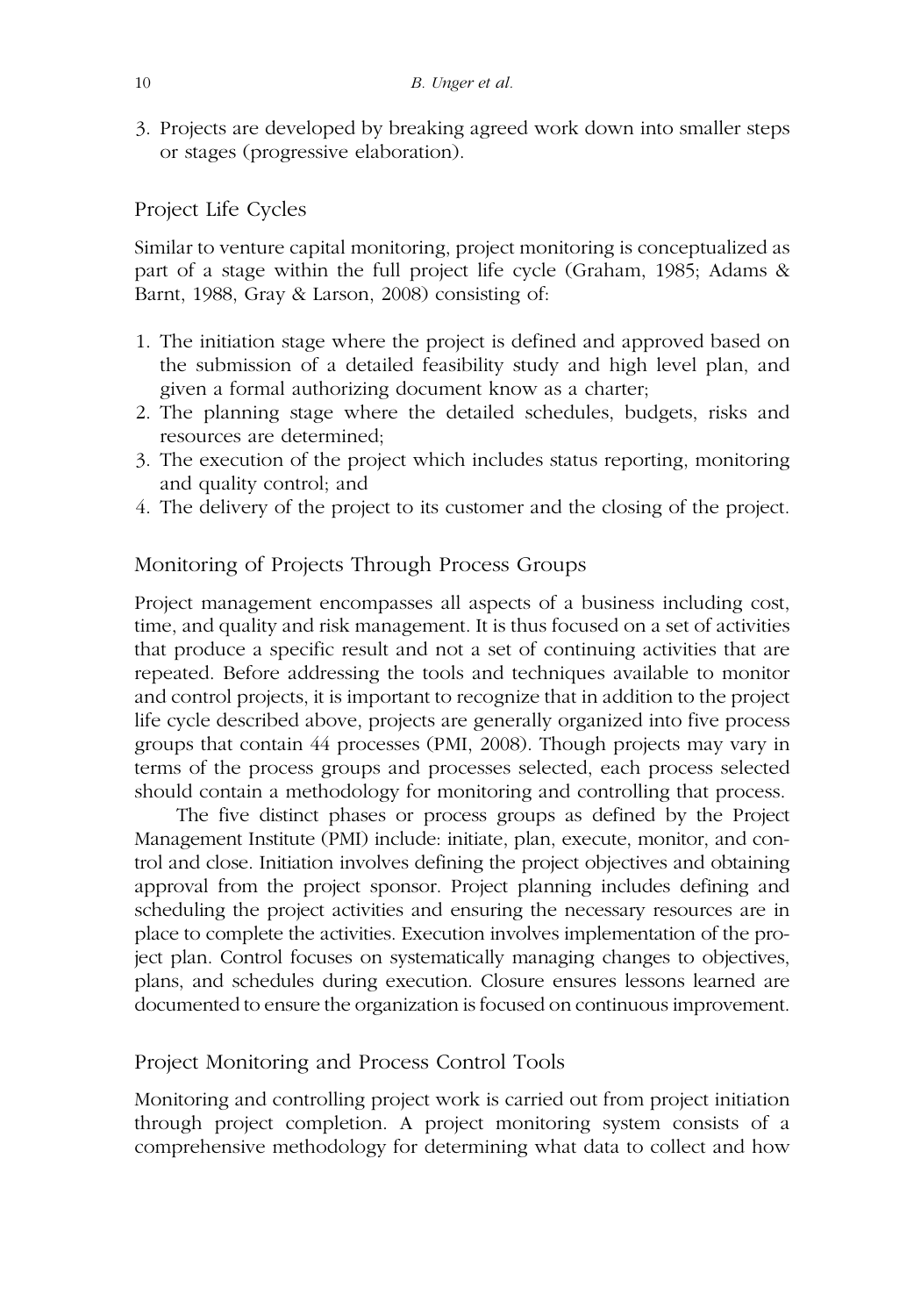3. Projects are developed by breaking agreed work down into smaller steps or stages (progressive elaboration).

## Project Life Cycles

Similar to venture capital monitoring, project monitoring is conceptualized as part of a stage within the full project life cycle (Graham, 1985; Adams & Barnt, 1988, Gray & Larson, 2008) consisting of:

1. The initiation stage where the project is defined and approved based on the submission of a detailed feasibility study and high level plan, and given a formal authorizing document know as a charter;
2. The planning stage where the detailed schedules, budgets, risks and resources are determined;
3. The execution of the project which includes status reporting, monitoring and quality control; and
4. The delivery of the project to its customer and the closing of the project.

## Monitoring of Projects Through Process Groups

Project management encompasses all aspects of a business including cost, time, and quality and risk management. It is thus focused on a set of activities that produce a specific result and not a set of continuing activities that are repeated. Before addressing the tools and techniques available to monitor and control projects, it is important to recognize that in addition to the project life cycle described above, projects are generally organized into five process groups that contain 44 processes (PMI, 2008). Though projects may vary in terms of the process groups and processes selected, each process selected should contain a methodology for monitoring and controlling that process.

The five distinct phases or process groups as defined by the Project Management Institute (PMI) include: initiate, plan, execute, monitor, and control and close. Initiation involves defining the project objectives and obtaining approval from the project sponsor. Project planning includes defining and scheduling the project activities and ensuring the necessary resources are in place to complete the activities. Execution involves implementation of the project plan. Control focuses on systematically managing changes to objectives, plans, and schedules during execution. Closure ensures lessons learned are documented to ensure the organization is focused on continuous improvement.

## Project Monitoring and Process Control Tools

Monitoring and controlling project work is carried out from project initiation through project completion. A project monitoring system consists of a comprehensive methodology for determining what data to collect and how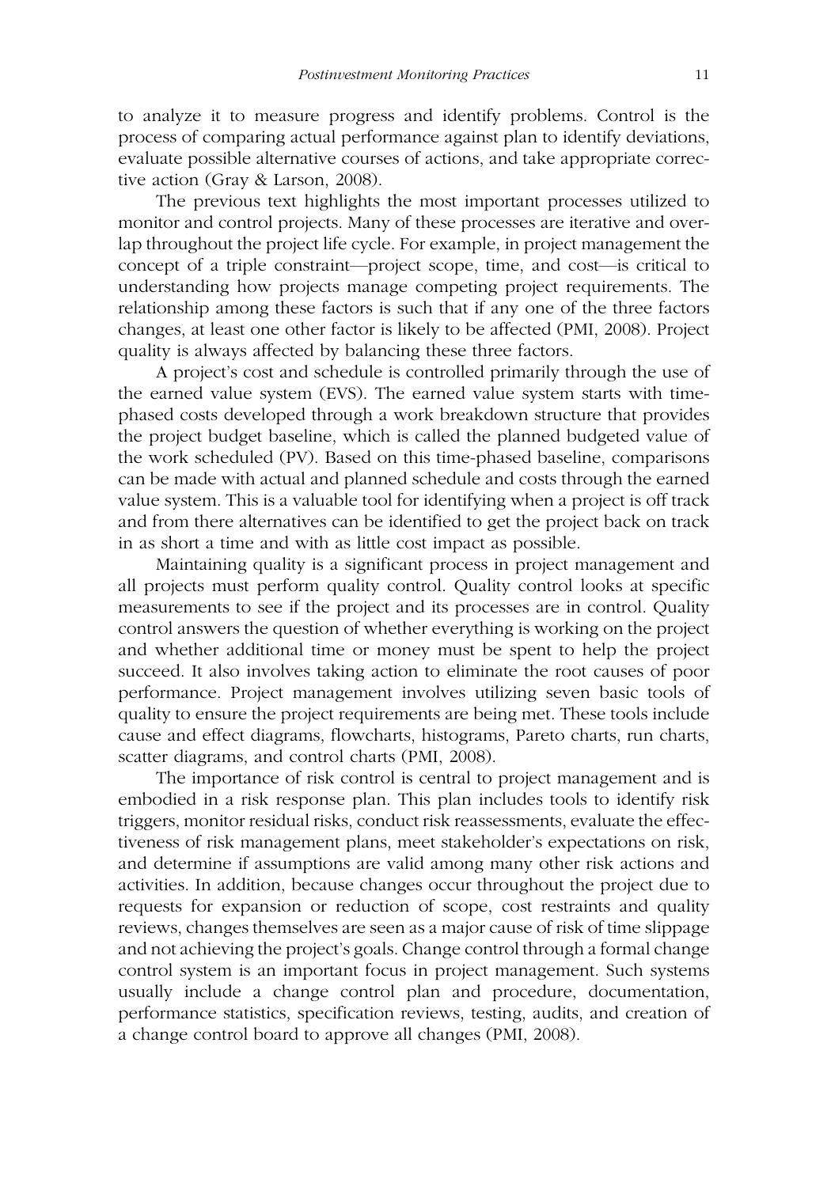to analyze it to measure progress and identify problems. Control is the process of comparing actual performance against plan to identify deviations, evaluate possible alternative courses of actions, and take appropriate corrective action (Gray & Larson, 2008).

The previous text highlights the most important processes utilized to monitor and control projects. Many of these processes are iterative and overlap throughout the project life cycle. For example, in project management the concept of a triple constraint—project scope, time, and cost—is critical to understanding how projects manage competing project requirements. The relationship among these factors is such that if any one of the three factors changes, at least one other factor is likely to be affected (PMI, 2008). Project quality is always affected by balancing these three factors.

A project's cost and schedule is controlled primarily through the use of the earned value system (EVS). The earned value system starts with time-phased costs developed through a work breakdown structure that provides the project budget baseline, which is called the planned budgeted value of the work scheduled (PV). Based on this time-phased baseline, comparisons can be made with actual and planned schedule and costs through the earned value system. This is a valuable tool for identifying when a project is off track and from there alternatives can be identified to get the project back on track in as short a time and with as little cost impact as possible.

Maintaining quality is a significant process in project management and all projects must perform quality control. Quality control looks at specific measurements to see if the project and its processes are in control. Quality control answers the question of whether everything is working on the project and whether additional time or money must be spent to help the project succeed. It also involves taking action to eliminate the root causes of poor performance. Project management involves utilizing seven basic tools of quality to ensure the project requirements are being met. These tools include cause and effect diagrams, flowcharts, histograms, Pareto charts, run charts, scatter diagrams, and control charts (PMI, 2008).

The importance of risk control is central to project management and is embodied in a risk response plan. This plan includes tools to identify risk triggers, monitor residual risks, conduct risk reassessments, evaluate the effectiveness of risk management plans, meet stakeholder's expectations on risk, and determine if assumptions are valid among many other risk actions and activities. In addition, because changes occur throughout the project due to requests for expansion or reduction of scope, cost restraints and quality reviews, changes themselves are seen as a major cause of risk of time slippage and not achieving the project's goals. Change control through a formal change control system is an important focus in project management. Such systems usually include a change control plan and procedure, documentation, performance statistics, specification reviews, testing, audits, and creation of a change control board to approve all changes (PMI, 2008).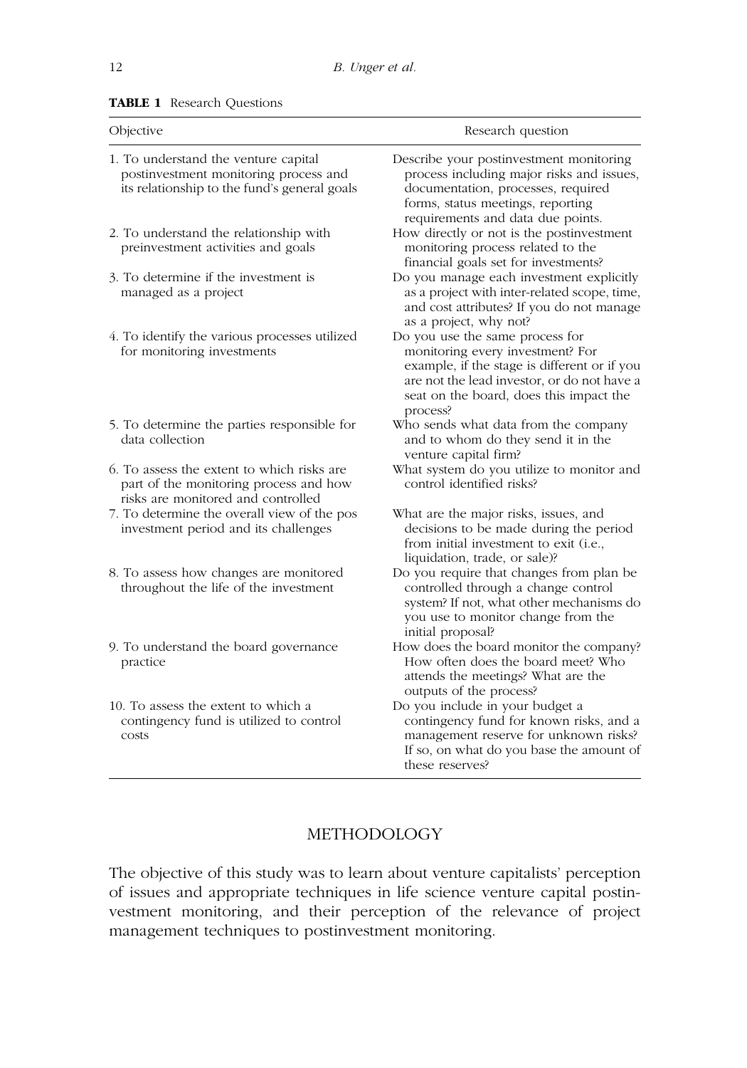**TABLE 1** Research Questions

| Objective | Research question |
|---|---|
| 1. To understand the venture capital postinvestment monitoring process and its relationship to the fund's general goals | Describe your postinvestment monitoring process including major risks and issues, documentation, processes, required forms, status meetings, reporting requirements and data due points. |
| 2. To understand the relationship with preinvestment activities and goals | How directly or not is the postinvestment monitoring process related to the financial goals set for investments? |
| 3. To determine if the investment is managed as a project | Do you manage each investment explicitly as a project with inter-related scope, time, and cost attributes? If you do not manage as a project, why not? |
| 4. To identify the various processes utilized for monitoring investments | Do you use the same process for monitoring every investment? For example, if the stage is different or if you are not the lead investor, or do not have a seat on the board, does this impact the process? |
| 5. To determine the parties responsible for data collection | Who sends what data from the company and to whom do they send it in the venture capital firm? |
| 6. To assess the extent to which risks are part of the monitoring process and how risks are monitored and controlled | What system do you utilize to monitor and control identified risks? |
| 7. To determine the overall view of the pos investment period and its challenges | What are the major risks, issues, and decisions to be made during the period from initial investment to exit (i.e., liquidation, trade, or sale)? |
| 8. To assess how changes are monitored throughout the life of the investment | Do you require that changes from plan be controlled through a change control system? If not, what other mechanisms do you use to monitor change from the initial proposal? |
| 9. To understand the board governance practice | How does the board monitor the company? How often does the board meet? Who attends the meetings? What are the outputs of the process? |
| 10. To assess the extent to which a contingency fund is utilized to control costs | Do you include in your budget a contingency fund for known risks, and a management reserve for unknown risks? If so, on what do you base the amount of these reserves? |

## METHODOLOGY

The objective of this study was to learn about venture capitalists' perception of issues and appropriate techniques in life science venture capital postinvestment monitoring, and their perception of the relevance of project management techniques to postinvestment monitoring.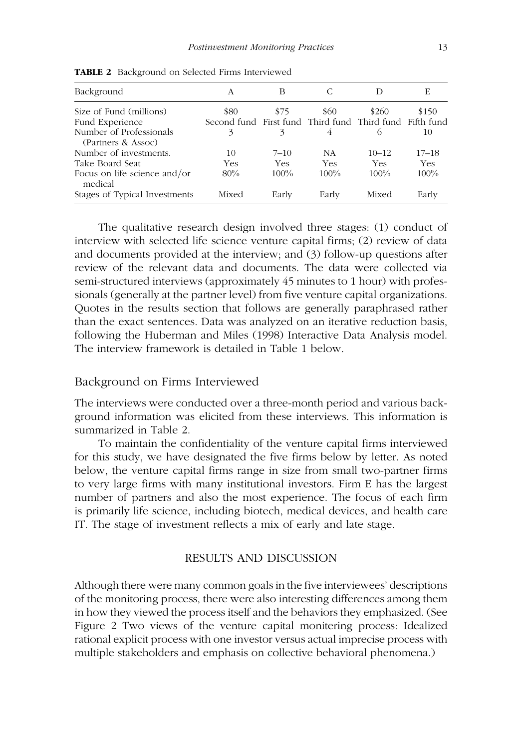**TABLE 2** Background on Selected Firms Interviewed

| Background | A | B | C | D | E |
|---|---|---|---|---|---|
| Size of Fund (millions) | $80 | $75 | $60 | $260 | $150 |
| Fund Experience | Second fund | First fund | Third fund | Third fund | Fifth fund |
| Number of Professionals (Partners & Assoc) | 3 | 3 | 4 | 6 | 10 |
| Number of investments. | 10 | 7–10 | NA | 10–12 | 17–18 |
| Take Board Seat | Yes | Yes | Yes | Yes | Yes |
| Focus on life science and/or medical | 80% | 100% | 100% | 100% | 100% |
| Stages of Typical Investments | Mixed | Early | Early | Mixed | Early |

The qualitative research design involved three stages: (1) conduct of interview with selected life science venture capital firms; (2) review of data and documents provided at the interview; and (3) follow-up questions after review of the relevant data and documents. The data were collected via semi-structured interviews (approximately 45 minutes to 1 hour) with professionals (generally at the partner level) from five venture capital organizations. Quotes in the results section that follows are generally paraphrased rather than the exact sentences. Data was analyzed on an iterative reduction basis, following the Huberman and Miles (1998) Interactive Data Analysis model. The interview framework is detailed in Table 1 below.

## Background on Firms Interviewed

The interviews were conducted over a three-month period and various background information was elicited from these interviews. This information is summarized in Table 2.

To maintain the confidentiality of the venture capital firms interviewed for this study, we have designated the five firms below by letter. As noted below, the venture capital firms range in size from small two-partner firms to very large firms with many institutional investors. Firm E has the largest number of partners and also the most experience. The focus of each firm is primarily life science, including biotech, medical devices, and health care IT. The stage of investment reflects a mix of early and late stage.

## RESULTS AND DISCUSSION

Although there were many common goals in the five interviewees' descriptions of the monitoring process, there were also interesting differences among them in how they viewed the process itself and the behaviors they emphasized. (See Figure 2 Two views of the venture capital monitering process: Idealized rational explicit process with one investor versus actual imprecise process with multiple stakeholders and emphasis on collective behavioral phenomena.)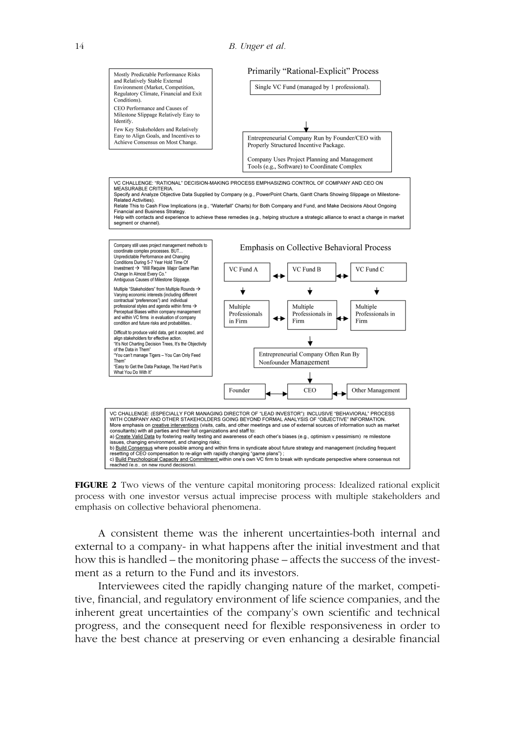Mostly Predictable Performance Risks and Relatively Stable External Environment (Market, Competition, Regulatory Climate, Financial and Exit Conditions).

CEO Performance and Causes of Milestone Slippage Relatively Easy to Identify.

Few Key Stakeholders and Relatively Easy to Align Goals, and Incentives to Achieve Consensus on Most Change.

Primarily "Rational-Explicit" Process

Single VC Fund (managed by 1 professional).

Entrepreneurial Company Run by Founder/CEO with Properly Structured Incentive Package.

Company Uses Project Planning and Management Tools (e.g., Software) to Coordinate Complex

VC CHALLENGE: "RATIONAL" DECISION-MAKING PROCESS EMPHASIZING CONTROL OF COMPANY AND CEO ON MEASURABLE CRITERIA.
Specify and Analyze Objective Data Supplied by Company (e.g., PowerPoint Charts, Gantt Charts Showing Slippage on Milestone-Related Activities).
Relate This to Cash Flow Implications (e.g., "Waterfall" Charts) for Both Company and Fund, and Make Decisions About Ongoing Financial and Business Strategy.
Help with contacts and experience to achieve these remedies (e.g., helping structure a strategic alliance to enact a change in market segment or channel).

Company still uses project management methods to coordinate complex processes. BUT...
Unpredictable Performance and Changing Conditions During 5-7 Year Hold Time Of Investment → "Will Require Major Game Plan Change In Almost Every Co."
Ambiguous Causes of Milestone Slippage.

Multiple "Stakeholders" from Multiple Rounds → Varying economic interests (including different contractual "preferences") and individual professional styles and agenda within firms → Perceptual Biases within company management and within VC firms in evaluation of company condition and future risks and probabilities..

Difficult to produce valid data, get it accepted, and align stakeholders for effective action.
"It's Not Charting Decision Trees, It's the Objectivity of the Data in Them"
"You can't manage Tigers – You Can Only Feed Them"
"Easy to Get the Data Package, The Hard Part Is What You Do With It"

Emphasis on Collective Behavioral Process

VC Fund A ↔ VC Fund B ↔ VC Fund C

Multiple Professionals in Firm ↔ Multiple Professionals in Firm ↔ Multiple Professionals in Firm

Entrepreneurial Company Often Run By Nonfounder Management

Founder ↔ CEO ↔ Other Management

VC CHALLENGE: (ESPECIALLY FOR MANAGING DIRECTOR OF "LEAD INVESTOR"): INCLUSIVE "BEHAVIORAL" PROCESS WITH COMPANY AND OTHER STAKEHOLDERS GOING BEYOND FORMAL ANALYSIS OF "OBJECTIVE" INFORMATION.
More emphasis on creative interventions (visits, calls, and other meetings and use of external sources of information such as market consultants) with all parties and their full organizations and staff to:
a) Create Valid Data by fostering reality testing and awareness of each other's biases (e.g., optimism v pessimism) re milestone issues, changing environment, and changing risks;
b) Build Consensus where possible among and within firms in syndicate about future strategy and management (including frequent resetting of CEO compensation to re-align with rapidly changing "game plans") ;
c) Build Psychological Capacity and Commitment within one's own VC firm to break with syndicate perspective where consensus not reached (e.g., on new round decisions).

**FIGURE 2** Two views of the venture capital monitoring process: Idealized rational explicit process with one investor versus actual imprecise process with multiple stakeholders and emphasis on collective behavioral phenomena.

A consistent theme was the inherent uncertainties-both internal and external to a company- in what happens after the initial investment and that how this is handled – the monitoring phase – affects the success of the investment as a return to the Fund and its investors.

Interviewees cited the rapidly changing nature of the market, competitive, financial, and regulatory environment of life science companies, and the inherent great uncertainties of the company's own scientific and technical progress, and the consequent need for flexible responsiveness in order to have the best chance at preserving or even enhancing a desirable financial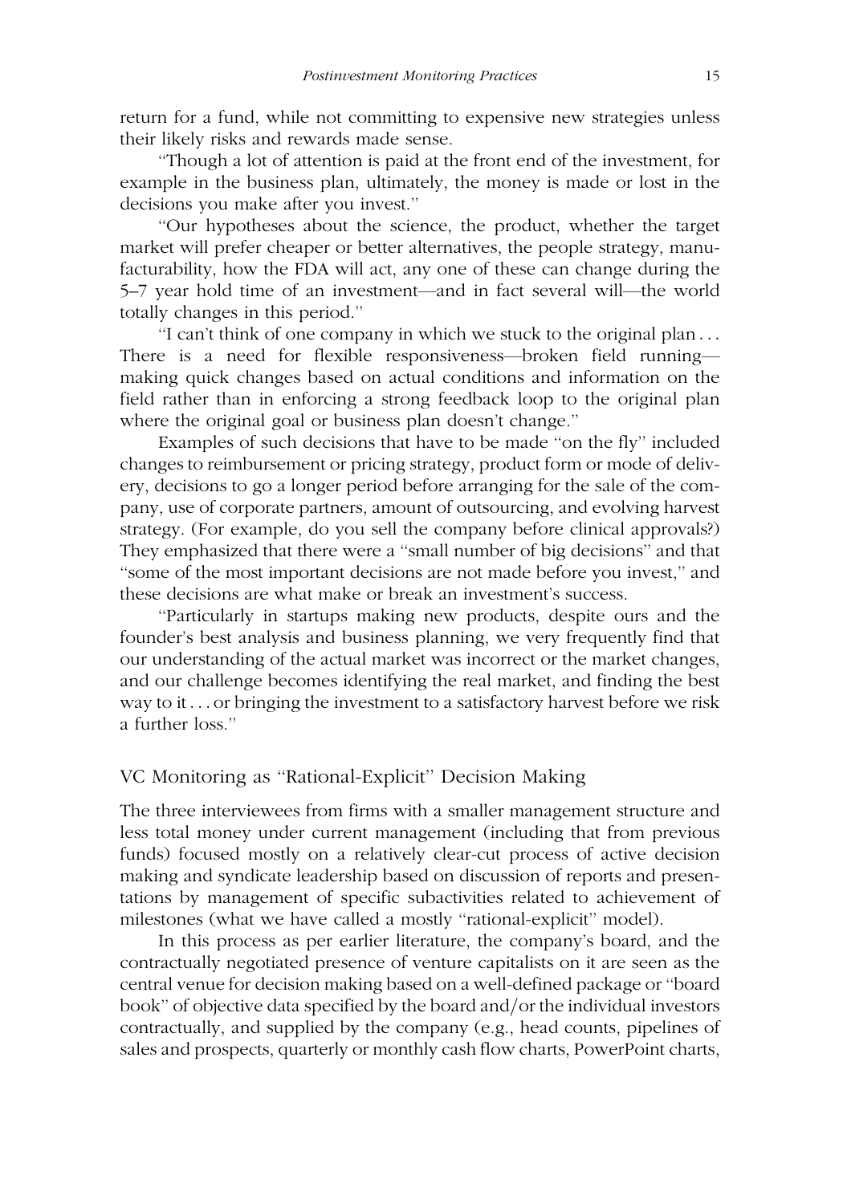return for a fund, while not committing to expensive new strategies unless their likely risks and rewards made sense.

"Though a lot of attention is paid at the front end of the investment, for example in the business plan, ultimately, the money is made or lost in the decisions you make after you invest."

"Our hypotheses about the science, the product, whether the target market will prefer cheaper or better alternatives, the people strategy, manufacturability, how the FDA will act, any one of these can change during the 5–7 year hold time of an investment—and in fact several will—the world totally changes in this period."

"I can't think of one company in which we stuck to the original plan . . . There is a need for flexible responsiveness—broken field running—making quick changes based on actual conditions and information on the field rather than in enforcing a strong feedback loop to the original plan where the original goal or business plan doesn't change."

Examples of such decisions that have to be made "on the fly" included changes to reimbursement or pricing strategy, product form or mode of delivery, decisions to go a longer period before arranging for the sale of the company, use of corporate partners, amount of outsourcing, and evolving harvest strategy. (For example, do you sell the company before clinical approvals?) They emphasized that there were a "small number of big decisions" and that "some of the most important decisions are not made before you invest," and these decisions are what make or break an investment's success.

"Particularly in startups making new products, despite ours and the founder's best analysis and business planning, we very frequently find that our understanding of the actual market was incorrect or the market changes, and our challenge becomes identifying the real market, and finding the best way to it . . . or bringing the investment to a satisfactory harvest before we risk a further loss."

## VC Monitoring as "Rational-Explicit" Decision Making

The three interviewees from firms with a smaller management structure and less total money under current management (including that from previous funds) focused mostly on a relatively clear-cut process of active decision making and syndicate leadership based on discussion of reports and presentations by management of specific subactivities related to achievement of milestones (what we have called a mostly "rational-explicit" model).

In this process as per earlier literature, the company's board, and the contractually negotiated presence of venture capitalists on it are seen as the central venue for decision making based on a well-defined package or "board book" of objective data specified by the board and/or the individual investors contractually, and supplied by the company (e.g., head counts, pipelines of sales and prospects, quarterly or monthly cash flow charts, PowerPoint charts,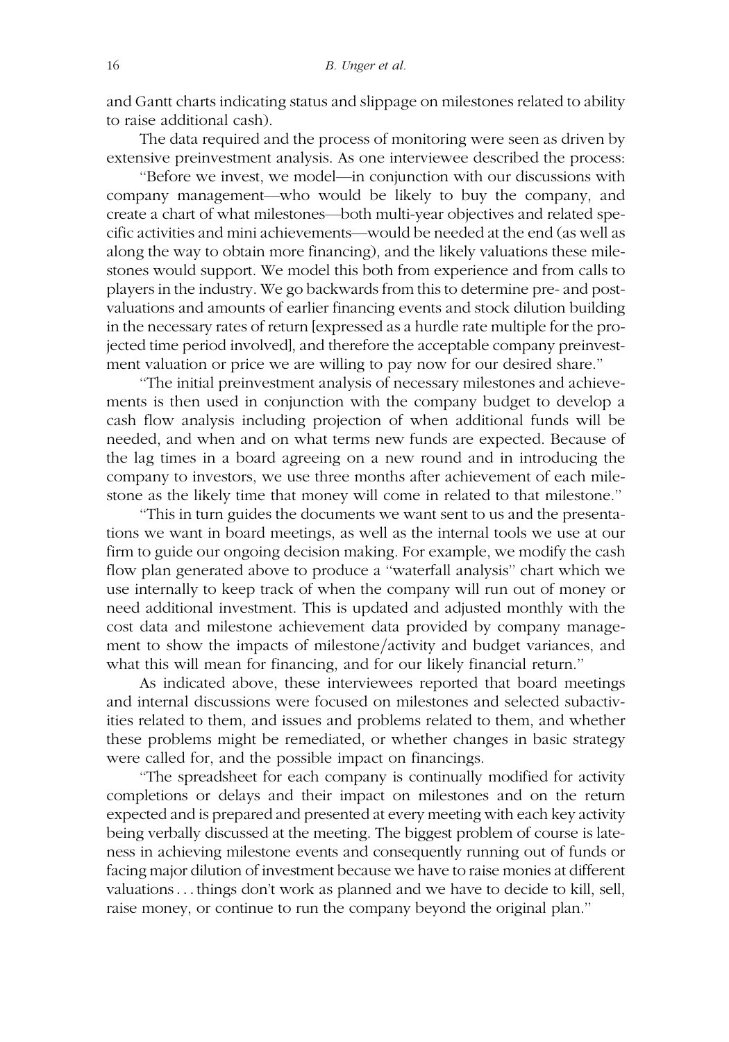and Gantt charts indicating status and slippage on milestones related to ability to raise additional cash).

The data required and the process of monitoring were seen as driven by extensive preinvestment analysis. As one interviewee described the process:

"Before we invest, we model—in conjunction with our discussions with company management—who would be likely to buy the company, and create a chart of what milestones—both multi-year objectives and related specific activities and mini achievements—would be needed at the end (as well as along the way to obtain more financing), and the likely valuations these milestones would support. We model this both from experience and from calls to players in the industry. We go backwards from this to determine pre- and post-valuations and amounts of earlier financing events and stock dilution building in the necessary rates of return [expressed as a hurdle rate multiple for the projected time period involved], and therefore the acceptable company preinvestment valuation or price we are willing to pay now for our desired share."

"The initial preinvestment analysis of necessary milestones and achievements is then used in conjunction with the company budget to develop a cash flow analysis including projection of when additional funds will be needed, and when and on what terms new funds are expected. Because of the lag times in a board agreeing on a new round and in introducing the company to investors, we use three months after achievement of each milestone as the likely time that money will come in related to that milestone."

"This in turn guides the documents we want sent to us and the presentations we want in board meetings, as well as the internal tools we use at our firm to guide our ongoing decision making. For example, we modify the cash flow plan generated above to produce a "waterfall analysis" chart which we use internally to keep track of when the company will run out of money or need additional investment. This is updated and adjusted monthly with the cost data and milestone achievement data provided by company management to show the impacts of milestone/activity and budget variances, and what this will mean for financing, and for our likely financial return."

As indicated above, these interviewees reported that board meetings and internal discussions were focused on milestones and selected subactivities related to them, and issues and problems related to them, and whether these problems might be remediated, or whether changes in basic strategy were called for, and the possible impact on financings.

"The spreadsheet for each company is continually modified for activity completions or delays and their impact on milestones and on the return expected and is prepared and presented at every meeting with each key activity being verbally discussed at the meeting. The biggest problem of course is lateness in achieving milestone events and consequently running out of funds or facing major dilution of investment because we have to raise monies at different valuations . . . things don't work as planned and we have to decide to kill, sell, raise money, or continue to run the company beyond the original plan."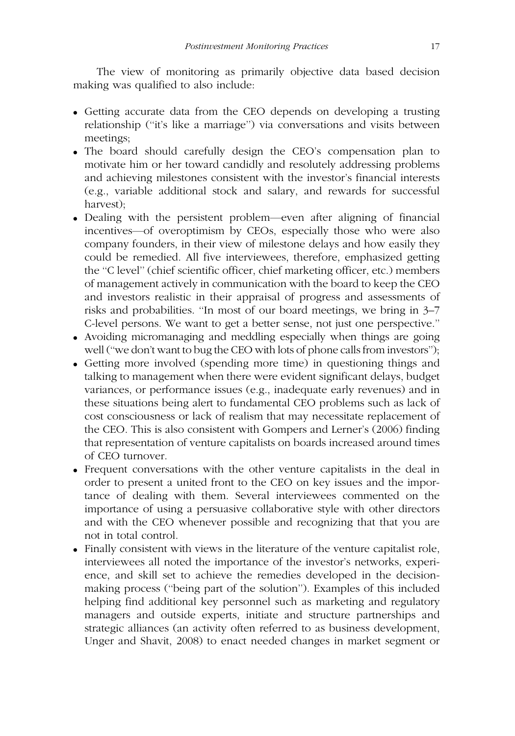The view of monitoring as primarily objective data based decision making was qualified to also include:

- Getting accurate data from the CEO depends on developing a trusting relationship ("it's like a marriage") via conversations and visits between meetings;
- The board should carefully design the CEO's compensation plan to motivate him or her toward candidly and resolutely addressing problems and achieving milestones consistent with the investor's financial interests (e.g., variable additional stock and salary, and rewards for successful harvest);
- Dealing with the persistent problem—even after aligning of financial incentives—of overoptimism by CEOs, especially those who were also company founders, in their view of milestone delays and how easily they could be remedied. All five interviewees, therefore, emphasized getting the "C level" (chief scientific officer, chief marketing officer, etc.) members of management actively in communication with the board to keep the CEO and investors realistic in their appraisal of progress and assessments of risks and probabilities. "In most of our board meetings, we bring in 3–7 C-level persons. We want to get a better sense, not just one perspective."
- Avoiding micromanaging and meddling especially when things are going well ("we don't want to bug the CEO with lots of phone calls from investors");
- Getting more involved (spending more time) in questioning things and talking to management when there were evident significant delays, budget variances, or performance issues (e.g., inadequate early revenues) and in these situations being alert to fundamental CEO problems such as lack of cost consciousness or lack of realism that may necessitate replacement of the CEO. This is also consistent with Gompers and Lerner's (2006) finding that representation of venture capitalists on boards increased around times of CEO turnover.
- Frequent conversations with the other venture capitalists in the deal in order to present a united front to the CEO on key issues and the importance of dealing with them. Several interviewees commented on the importance of using a persuasive collaborative style with other directors and with the CEO whenever possible and recognizing that that you are not in total control.
- Finally consistent with views in the literature of the venture capitalist role, interviewees all noted the importance of the investor's networks, experience, and skill set to achieve the remedies developed in the decision-making process ("being part of the solution"). Examples of this included helping find additional key personnel such as marketing and regulatory managers and outside experts, initiate and structure partnerships and strategic alliances (an activity often referred to as business development, Unger and Shavit, 2008) to enact needed changes in market segment or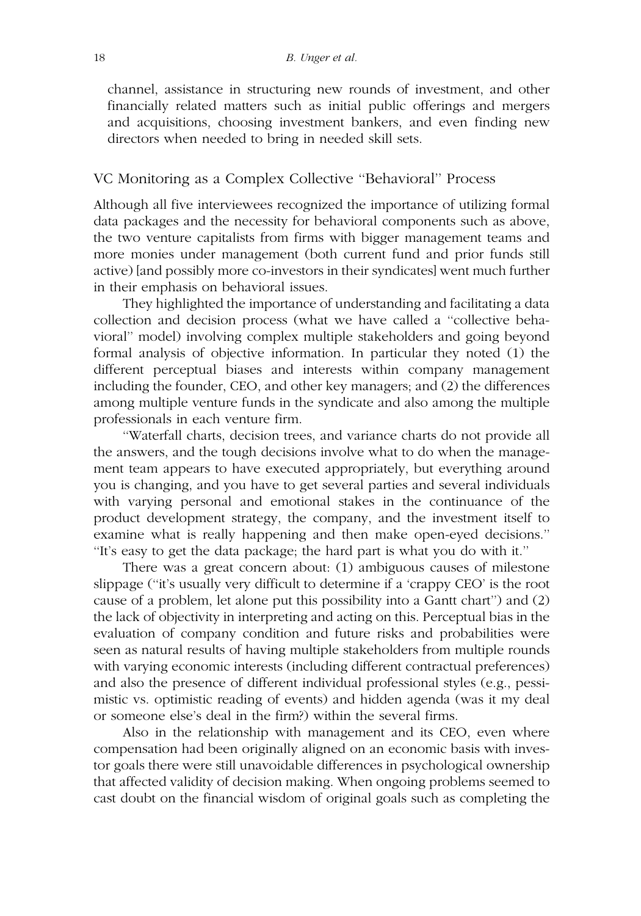channel, assistance in structuring new rounds of investment, and other financially related matters such as initial public offerings and mergers and acquisitions, choosing investment bankers, and even finding new directors when needed to bring in needed skill sets.

## VC Monitoring as a Complex Collective "Behavioral" Process

Although all five interviewees recognized the importance of utilizing formal data packages and the necessity for behavioral components such as above, the two venture capitalists from firms with bigger management teams and more monies under management (both current fund and prior funds still active) [and possibly more co-investors in their syndicates] went much further in their emphasis on behavioral issues.

They highlighted the importance of understanding and facilitating a data collection and decision process (what we have called a "collective behavioral" model) involving complex multiple stakeholders and going beyond formal analysis of objective information. In particular they noted (1) the different perceptual biases and interests within company management including the founder, CEO, and other key managers; and (2) the differences among multiple venture funds in the syndicate and also among the multiple professionals in each venture firm.

"Waterfall charts, decision trees, and variance charts do not provide all the answers, and the tough decisions involve what to do when the management team appears to have executed appropriately, but everything around you is changing, and you have to get several parties and several individuals with varying personal and emotional stakes in the continuance of the product development strategy, the company, and the investment itself to examine what is really happening and then make open-eyed decisions." "It's easy to get the data package; the hard part is what you do with it."

There was a great concern about: (1) ambiguous causes of milestone slippage ("it's usually very difficult to determine if a 'crappy CEO' is the root cause of a problem, let alone put this possibility into a Gantt chart") and (2) the lack of objectivity in interpreting and acting on this. Perceptual bias in the evaluation of company condition and future risks and probabilities were seen as natural results of having multiple stakeholders from multiple rounds with varying economic interests (including different contractual preferences) and also the presence of different individual professional styles (e.g., pessimistic vs. optimistic reading of events) and hidden agenda (was it my deal or someone else's deal in the firm?) within the several firms.

Also in the relationship with management and its CEO, even where compensation had been originally aligned on an economic basis with investor goals there were still unavoidable differences in psychological ownership that affected validity of decision making. When ongoing problems seemed to cast doubt on the financial wisdom of original goals such as completing the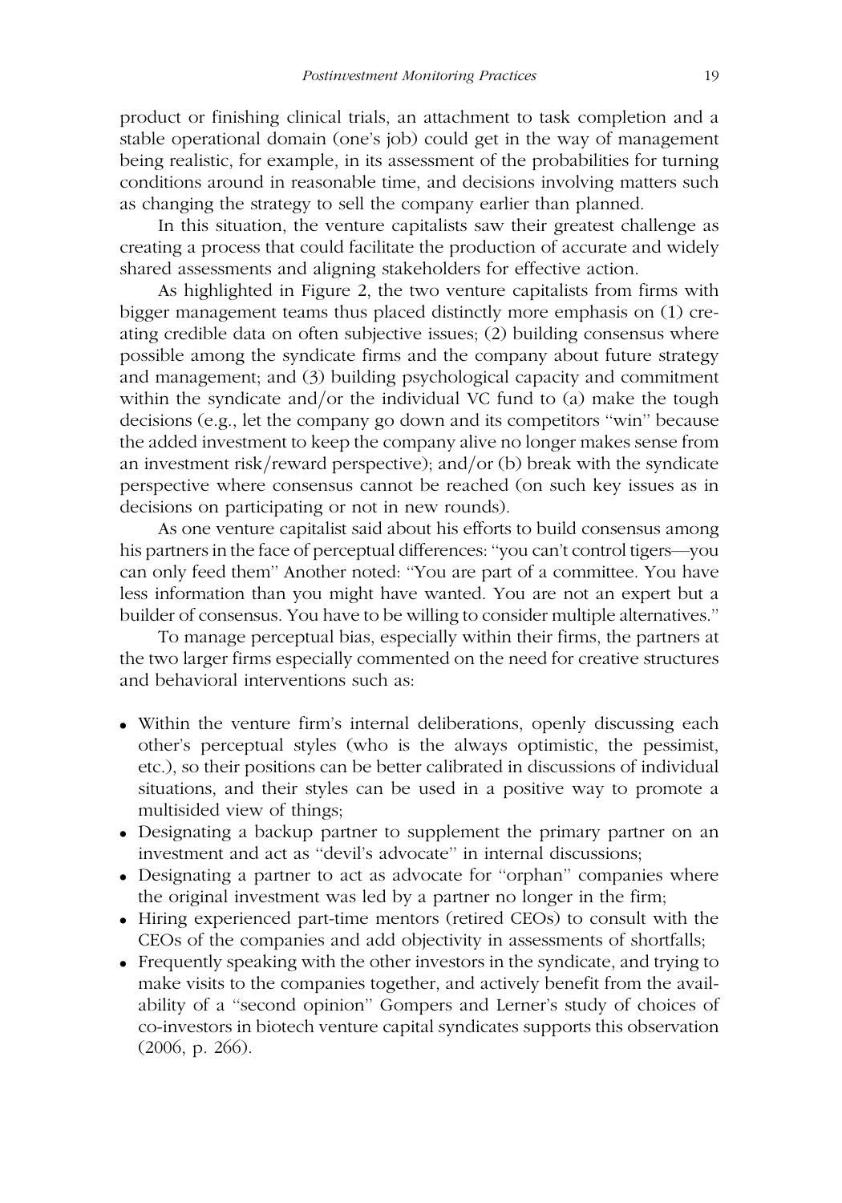product or finishing clinical trials, an attachment to task completion and a stable operational domain (one's job) could get in the way of management being realistic, for example, in its assessment of the probabilities for turning conditions around in reasonable time, and decisions involving matters such as changing the strategy to sell the company earlier than planned.

In this situation, the venture capitalists saw their greatest challenge as creating a process that could facilitate the production of accurate and widely shared assessments and aligning stakeholders for effective action.

As highlighted in Figure 2, the two venture capitalists from firms with bigger management teams thus placed distinctly more emphasis on (1) creating credible data on often subjective issues; (2) building consensus where possible among the syndicate firms and the company about future strategy and management; and (3) building psychological capacity and commitment within the syndicate and/or the individual VC fund to (a) make the tough decisions (e.g., let the company go down and its competitors "win" because the added investment to keep the company alive no longer makes sense from an investment risk/reward perspective); and/or (b) break with the syndicate perspective where consensus cannot be reached (on such key issues as in decisions on participating or not in new rounds).

As one venture capitalist said about his efforts to build consensus among his partners in the face of perceptual differences: "you can't control tigers—you can only feed them" Another noted: "You are part of a committee. You have less information than you might have wanted. You are not an expert but a builder of consensus. You have to be willing to consider multiple alternatives."

To manage perceptual bias, especially within their firms, the partners at the two larger firms especially commented on the need for creative structures and behavioral interventions such as:

- Within the venture firm's internal deliberations, openly discussing each other's perceptual styles (who is the always optimistic, the pessimist, etc.), so their positions can be better calibrated in discussions of individual situations, and their styles can be used in a positive way to promote a multisided view of things;
- Designating a backup partner to supplement the primary partner on an investment and act as "devil's advocate" in internal discussions;
- Designating a partner to act as advocate for "orphan" companies where the original investment was led by a partner no longer in the firm;
- Hiring experienced part-time mentors (retired CEOs) to consult with the CEOs of the companies and add objectivity in assessments of shortfalls;
- Frequently speaking with the other investors in the syndicate, and trying to make visits to the companies together, and actively benefit from the availability of a "second opinion" Gompers and Lerner's study of choices of co-investors in biotech venture capital syndicates supports this observation (2006, p. 266).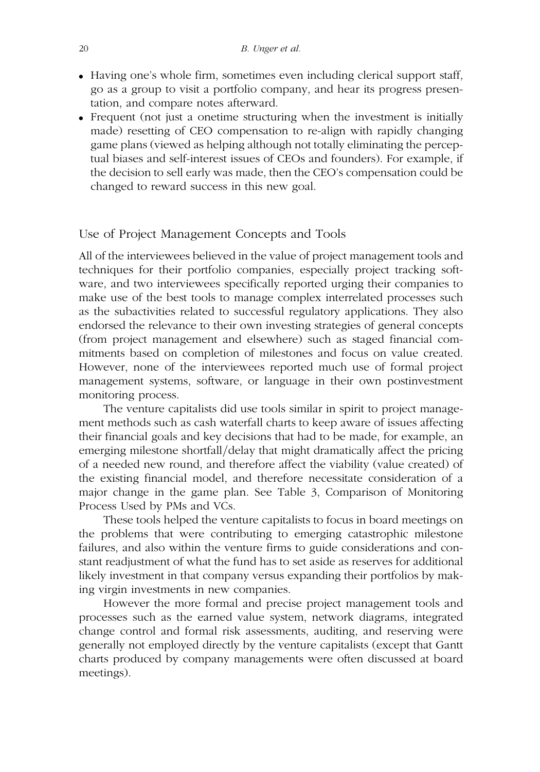- Having one's whole firm, sometimes even including clerical support staff, go as a group to visit a portfolio company, and hear its progress presentation, and compare notes afterward.
- Frequent (not just a onetime structuring when the investment is initially made) resetting of CEO compensation to re-align with rapidly changing game plans (viewed as helping although not totally eliminating the perceptual biases and self-interest issues of CEOs and founders). For example, if the decision to sell early was made, then the CEO's compensation could be changed to reward success in this new goal.

## Use of Project Management Concepts and Tools

All of the interviewees believed in the value of project management tools and techniques for their portfolio companies, especially project tracking software, and two interviewees specifically reported urging their companies to make use of the best tools to manage complex interrelated processes such as the subactivities related to successful regulatory applications. They also endorsed the relevance to their own investing strategies of general concepts (from project management and elsewhere) such as staged financial commitments based on completion of milestones and focus on value created. However, none of the interviewees reported much use of formal project management systems, software, or language in their own postinvestment monitoring process.

The venture capitalists did use tools similar in spirit to project management methods such as cash waterfall charts to keep aware of issues affecting their financial goals and key decisions that had to be made, for example, an emerging milestone shortfall/delay that might dramatically affect the pricing of a needed new round, and therefore affect the viability (value created) of the existing financial model, and therefore necessitate consideration of a major change in the game plan. See Table 3, Comparison of Monitoring Process Used by PMs and VCs.

These tools helped the venture capitalists to focus in board meetings on the problems that were contributing to emerging catastrophic milestone failures, and also within the venture firms to guide considerations and constant readjustment of what the fund has to set aside as reserves for additional likely investment in that company versus expanding their portfolios by making virgin investments in new companies.

However the more formal and precise project management tools and processes such as the earned value system, network diagrams, integrated change control and formal risk assessments, auditing, and reserving were generally not employed directly by the venture capitalists (except that Gantt charts produced by company managements were often discussed at board meetings).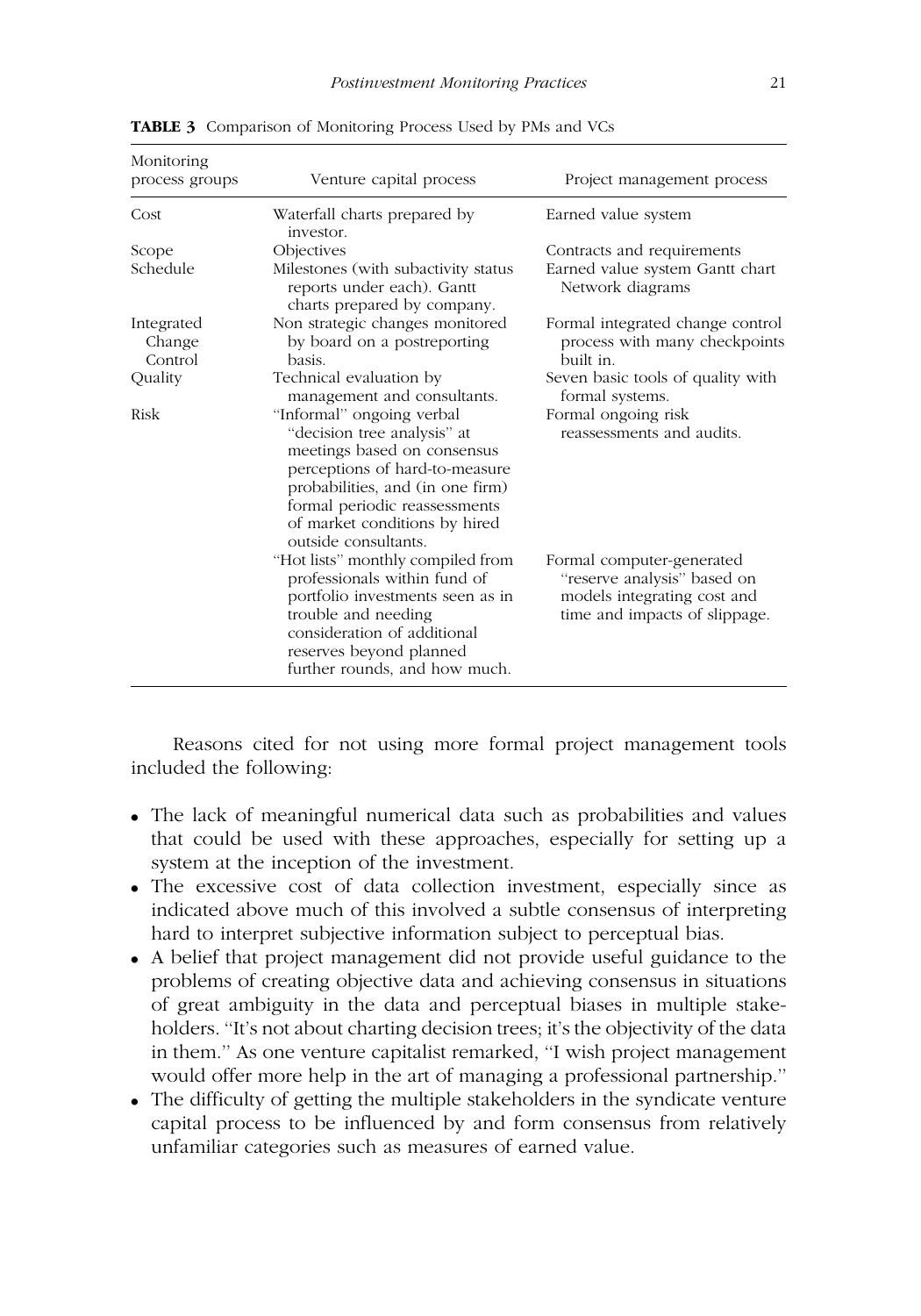**TABLE 3** Comparison of Monitoring Process Used by PMs and VCs

| Monitoring process groups | Venture capital process | Project management process |
|---|---|---|
| Cost | Waterfall charts prepared by investor. | Earned value system |
| Scope | Objectives | Contracts and requirements |
| Schedule | Milestones (with subactivity status reports under each). Gantt charts prepared by company. | Earned value system Gantt chart Network diagrams |
| Integrated Change Control | Non strategic changes monitored by board on a postreporting basis. | Formal integrated change control process with many checkpoints built in. |
| Quality | Technical evaluation by management and consultants. | Seven basic tools of quality with formal systems. |
| Risk | "Informal" ongoing verbal "decision tree analysis" at meetings based on consensus perceptions of hard-to-measure probabilities, and (in one firm) formal periodic reassessments of market conditions by hired outside consultants. | Formal ongoing risk reassessments and audits. |
| | "Hot lists" monthly compiled from professionals within fund of portfolio investments seen as in trouble and needing consideration of additional reserves beyond planned further rounds, and how much. | Formal computer-generated "reserve analysis" based on models integrating cost and time and impacts of slippage. |

Reasons cited for not using more formal project management tools included the following:

- The lack of meaningful numerical data such as probabilities and values that could be used with these approaches, especially for setting up a system at the inception of the investment.
- The excessive cost of data collection investment, especially since as indicated above much of this involved a subtle consensus of interpreting hard to interpret subjective information subject to perceptual bias.
- A belief that project management did not provide useful guidance to the problems of creating objective data and achieving consensus in situations of great ambiguity in the data and perceptual biases in multiple stakeholders. "It's not about charting decision trees; it's the objectivity of the data in them." As one venture capitalist remarked, "I wish project management would offer more help in the art of managing a professional partnership."
- The difficulty of getting the multiple stakeholders in the syndicate venture capital process to be influenced by and form consensus from relatively unfamiliar categories such as measures of earned value.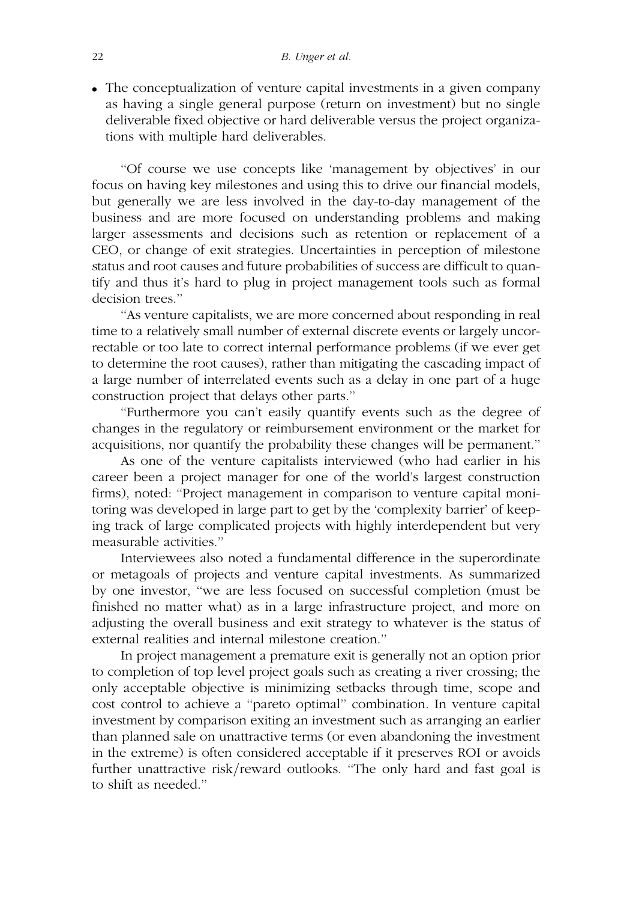- The conceptualization of venture capital investments in a given company as having a single general purpose (return on investment) but no single deliverable fixed objective or hard deliverable versus the project organizations with multiple hard deliverables.

"Of course we use concepts like 'management by objectives' in our focus on having key milestones and using this to drive our financial models, but generally we are less involved in the day-to-day management of the business and are more focused on understanding problems and making larger assessments and decisions such as retention or replacement of a CEO, or change of exit strategies. Uncertainties in perception of milestone status and root causes and future probabilities of success are difficult to quantify and thus it's hard to plug in project management tools such as formal decision trees."

"As venture capitalists, we are more concerned about responding in real time to a relatively small number of external discrete events or largely uncorrectable or too late to correct internal performance problems (if we ever get to determine the root causes), rather than mitigating the cascading impact of a large number of interrelated events such as a delay in one part of a huge construction project that delays other parts."

"Furthermore you can't easily quantify events such as the degree of changes in the regulatory or reimbursement environment or the market for acquisitions, nor quantify the probability these changes will be permanent."

As one of the venture capitalists interviewed (who had earlier in his career been a project manager for one of the world's largest construction firms), noted: "Project management in comparison to venture capital monitoring was developed in large part to get by the 'complexity barrier' of keeping track of large complicated projects with highly interdependent but very measurable activities."

Interviewees also noted a fundamental difference in the superordinate or metagoals of projects and venture capital investments. As summarized by one investor, "we are less focused on successful completion (must be finished no matter what) as in a large infrastructure project, and more on adjusting the overall business and exit strategy to whatever is the status of external realities and internal milestone creation."

In project management a premature exit is generally not an option prior to completion of top level project goals such as creating a river crossing; the only acceptable objective is minimizing setbacks through time, scope and cost control to achieve a "pareto optimal" combination. In venture capital investment by comparison exiting an investment such as arranging an earlier than planned sale on unattractive terms (or even abandoning the investment in the extreme) is often considered acceptable if it preserves ROI or avoids further unattractive risk/reward outlooks. "The only hard and fast goal is to shift as needed."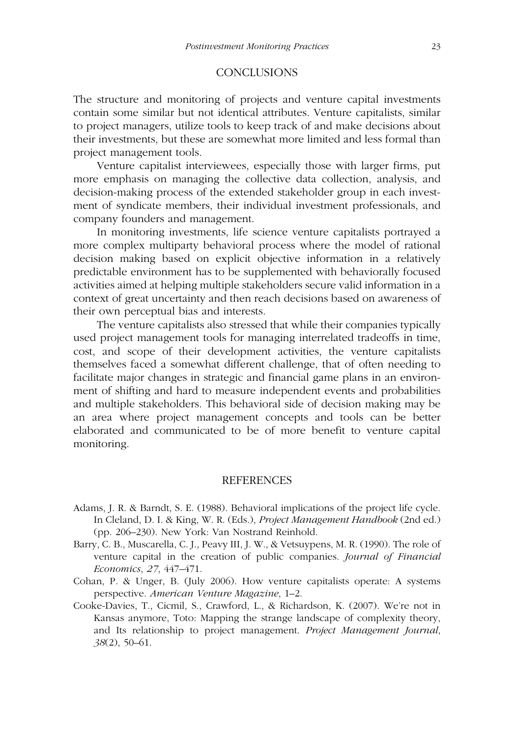## CONCLUSIONS

The structure and monitoring of projects and venture capital investments contain some similar but not identical attributes. Venture capitalists, similar to project managers, utilize tools to keep track of and make decisions about their investments, but these are somewhat more limited and less formal than project management tools.

Venture capitalist interviewees, especially those with larger firms, put more emphasis on managing the collective data collection, analysis, and decision-making process of the extended stakeholder group in each investment of syndicate members, their individual investment professionals, and company founders and management.

In monitoring investments, life science venture capitalists portrayed a more complex multiparty behavioral process where the model of rational decision making based on explicit objective information in a relatively predictable environment has to be supplemented with behaviorally focused activities aimed at helping multiple stakeholders secure valid information in a context of great uncertainty and then reach decisions based on awareness of their own perceptual bias and interests.

The venture capitalists also stressed that while their companies typically used project management tools for managing interrelated tradeoffs in time, cost, and scope of their development activities, the venture capitalists themselves faced a somewhat different challenge, that of often needing to facilitate major changes in strategic and financial game plans in an environment of shifting and hard to measure independent events and probabilities and multiple stakeholders. This behavioral side of decision making may be an area where project management concepts and tools can be better elaborated and communicated to be of more benefit to venture capital monitoring.

## REFERENCES

Adams, J. R. & Barndt, S. E. (1988). Behavioral implications of the project life cycle. In Cleland, D. I. & King, W. R. (Eds.), *Project Management Handbook* (2nd ed.) (pp. 206–230). New York: Van Nostrand Reinhold.

Barry, C. B., Muscarella, C. J., Peavy III, J. W., & Vetsuypens, M. R. (1990). The role of venture capital in the creation of public companies. *Journal of Financial Economics*, *27*, 447–471.

Cohan, P. & Unger, B. (July 2006). How venture capitalists operate: A systems perspective. *American Venture Magazine*, 1–2.

Cooke-Davies, T., Cicmil, S., Crawford, L., & Richardson, K. (2007). We're not in Kansas anymore, Toto: Mapping the strange landscape of complexity theory, and Its relationship to project management. *Project Management Journal*, *38*(2), 50–61.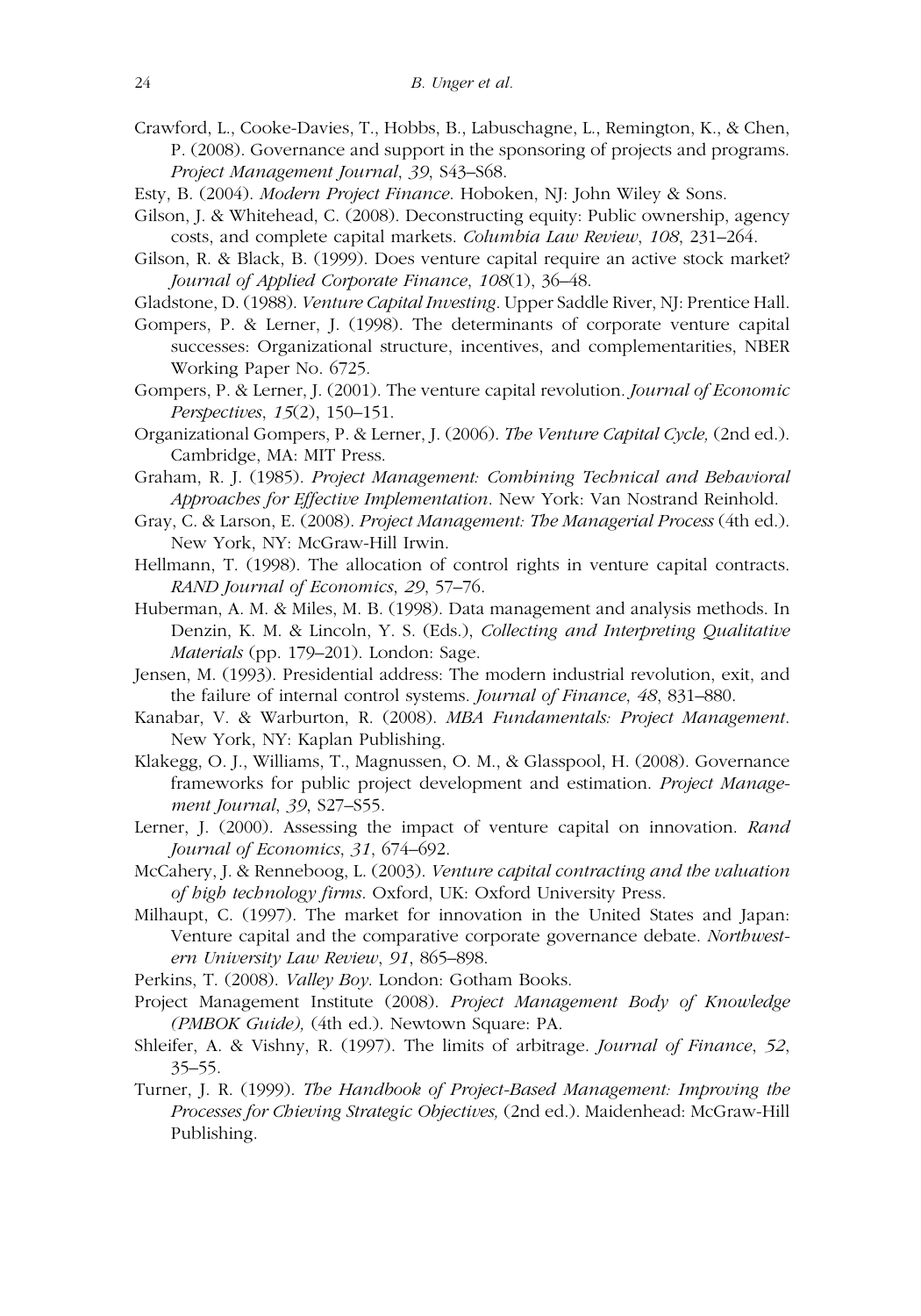Crawford, L., Cooke-Davies, T., Hobbs, B., Labuschagne, L., Remington, K., & Chen, P. (2008). Governance and support in the sponsoring of projects and programs. *Project Management Journal*, *39*, S43–S68.

Esty, B. (2004). *Modern Project Finance*. Hoboken, NJ: John Wiley & Sons.

Gilson, J. & Whitehead, C. (2008). Deconstructing equity: Public ownership, agency costs, and complete capital markets. *Columbia Law Review*, *108*, 231–264.

Gilson, R. & Black, B. (1999). Does venture capital require an active stock market? *Journal of Applied Corporate Finance*, *108*(1), 36–48.

Gladstone, D. (1988). *Venture Capital Investing*. Upper Saddle River, NJ: Prentice Hall.

Gompers, P. & Lerner, J. (1998). The determinants of corporate venture capital successes: Organizational structure, incentives, and complementarities, NBER Working Paper No. 6725.

Gompers, P. & Lerner, J. (2001). The venture capital revolution. *Journal of Economic Perspectives*, *15*(2), 150–151.

Organizational Gompers, P. & Lerner, J. (2006). *The Venture Capital Cycle,* (2nd ed.). Cambridge, MA: MIT Press.

Graham, R. J. (1985). *Project Management: Combining Technical and Behavioral Approaches for Effective Implementation*. New York: Van Nostrand Reinhold.

Gray, C. & Larson, E. (2008). *Project Management: The Managerial Process* (4th ed.). New York, NY: McGraw-Hill Irwin.

Hellmann, T. (1998). The allocation of control rights in venture capital contracts. *RAND Journal of Economics*, *29*, 57–76.

Huberman, A. M. & Miles, M. B. (1998). Data management and analysis methods. In Denzin, K. M. & Lincoln, Y. S. (Eds.), *Collecting and Interpreting Qualitative Materials* (pp. 179–201). London: Sage.

Jensen, M. (1993). Presidential address: The modern industrial revolution, exit, and the failure of internal control systems. *Journal of Finance*, *48*, 831–880.

Kanabar, V. & Warburton, R. (2008). *MBA Fundamentals: Project Management*. New York, NY: Kaplan Publishing.

Klakegg, O. J., Williams, T., Magnussen, O. M., & Glasspool, H. (2008). Governance frameworks for public project development and estimation. *Project Management Journal*, *39*, S27–S55.

Lerner, J. (2000). Assessing the impact of venture capital on innovation. *Rand Journal of Economics*, *31*, 674–692.

McCahery, J. & Renneboog, L. (2003). *Venture capital contracting and the valuation of high technology firms*. Oxford, UK: Oxford University Press.

Milhaupt, C. (1997). The market for innovation in the United States and Japan: Venture capital and the comparative corporate governance debate. *Northwestern University Law Review*, *91*, 865–898.

Perkins, T. (2008). *Valley Boy*. London: Gotham Books.

Project Management Institute (2008). *Project Management Body of Knowledge (PMBOK Guide),* (4th ed.). Newtown Square: PA.

Shleifer, A. & Vishny, R. (1997). The limits of arbitrage. *Journal of Finance*, *52*, 35–55.

Turner, J. R. (1999). *The Handbook of Project-Based Management: Improving the Processes for Chieving Strategic Objectives,* (2nd ed.). Maidenhead: McGraw-Hill Publishing.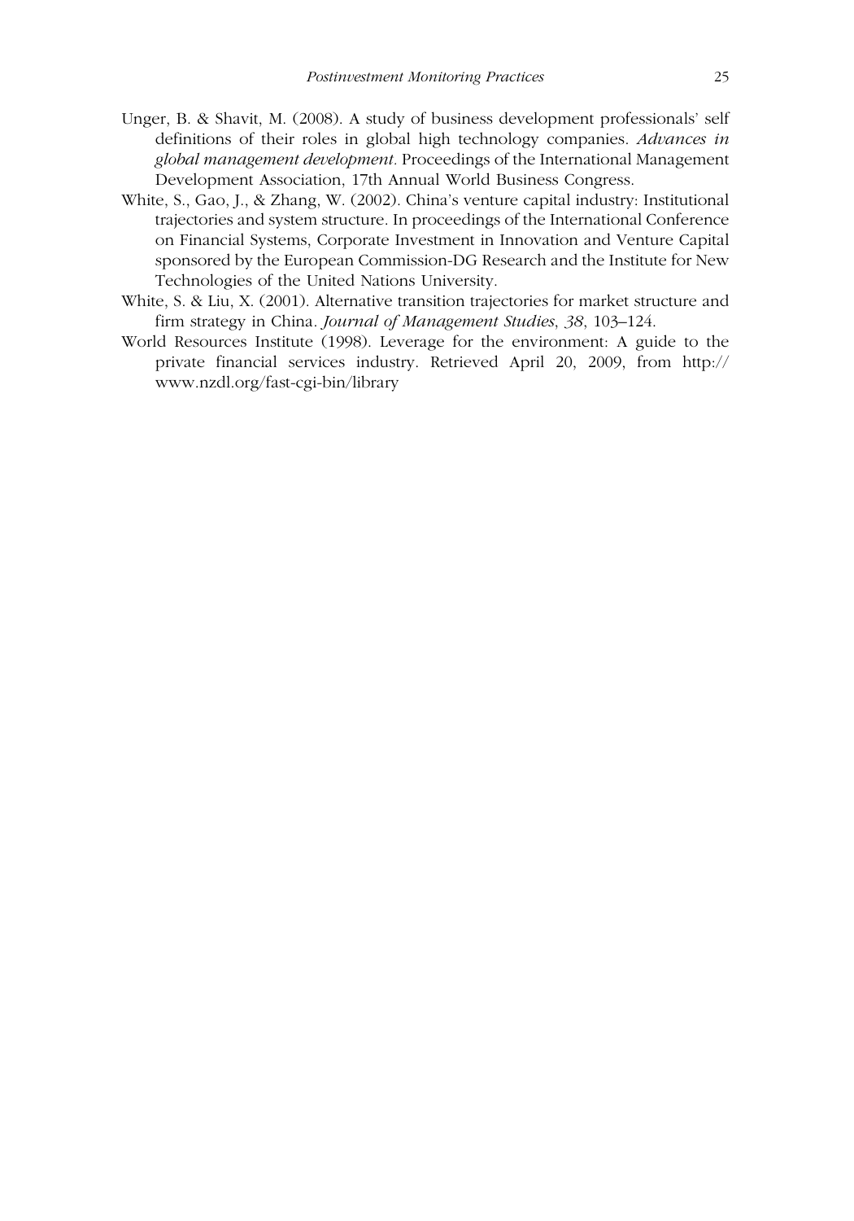Unger, B. & Shavit, M. (2008). A study of business development professionals' self definitions of their roles in global high technology companies. *Advances in global management development*. Proceedings of the International Management Development Association, 17th Annual World Business Congress.

White, S., Gao, J., & Zhang, W. (2002). China's venture capital industry: Institutional trajectories and system structure. In proceedings of the International Conference on Financial Systems, Corporate Investment in Innovation and Venture Capital sponsored by the European Commission-DG Research and the Institute for New Technologies of the United Nations University.

White, S. & Liu, X. (2001). Alternative transition trajectories for market structure and firm strategy in China. *Journal of Management Studies*, *38*, 103–124.

World Resources Institute (1998). Leverage for the environment: A guide to the private financial services industry. Retrieved April 20, 2009, from http://www.nzdl.org/fast-cgi-bin/library